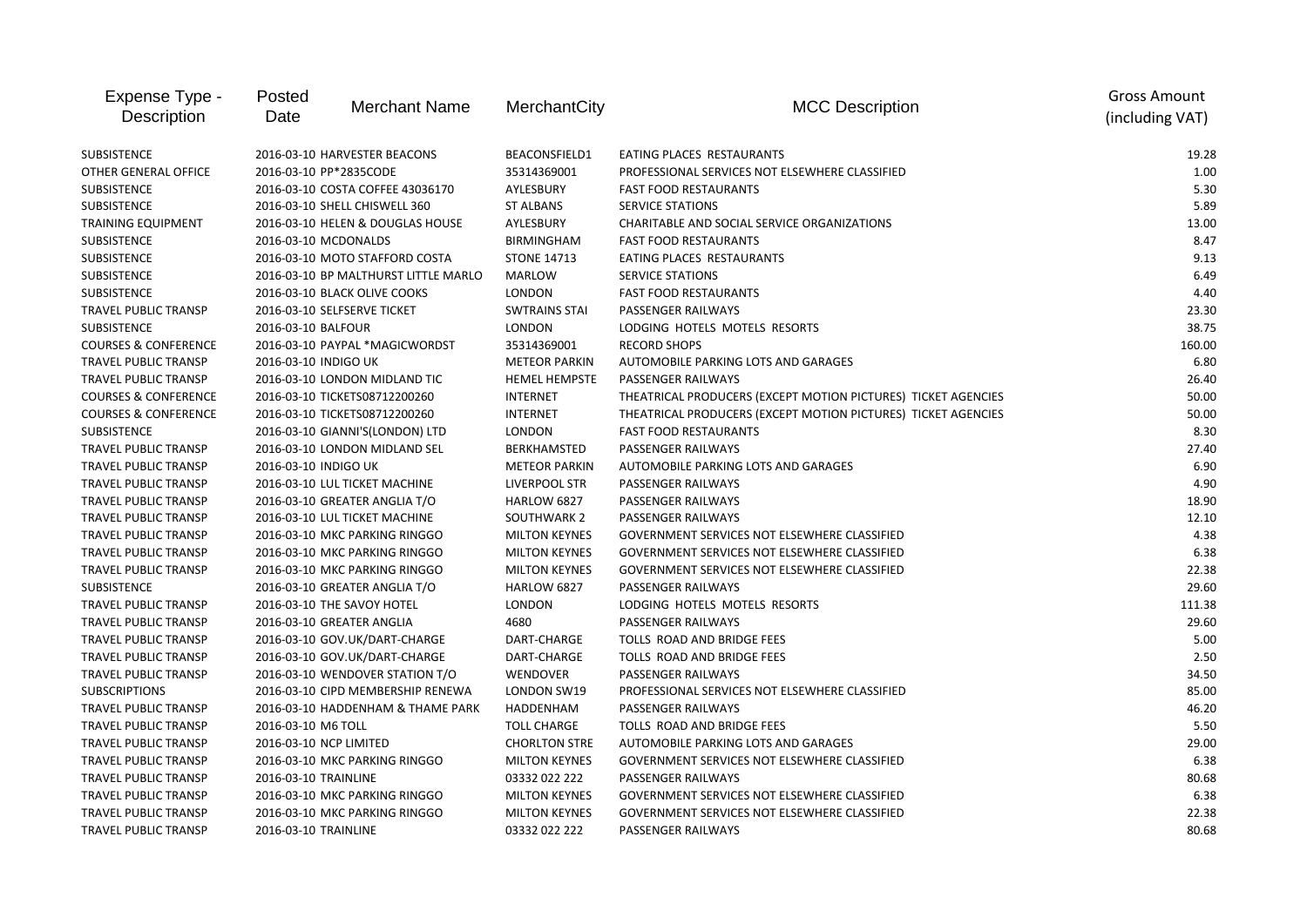| Expense Type - Description | Posted Date | Merchant Name | MerchantCity | MCC Description | Gross Amount (including VAT) |
|---|---|---|---|---|---|
| SUBSISTENCE | 2016-03-10 | HARVESTER BEACONS | BEACONSFIELD1 | EATING PLACES RESTAURANTS | 19.28 |
| OTHER GENERAL OFFICE | 2016-03-10 | PP*2835CODE | 35314369001 | PROFESSIONAL SERVICES NOT ELSEWHERE CLASSIFIED | 1.00 |
| SUBSISTENCE | 2016-03-10 | COSTA COFFEE 43036170 | AYLESBURY | FAST FOOD RESTAURANTS | 5.30 |
| SUBSISTENCE | 2016-03-10 | SHELL CHISWELL 360 | ST ALBANS | SERVICE STATIONS | 5.89 |
| TRAINING EQUIPMENT | 2016-03-10 | HELEN & DOUGLAS HOUSE | AYLESBURY | CHARITABLE AND SOCIAL SERVICE ORGANIZATIONS | 13.00 |
| SUBSISTENCE | 2016-03-10 | MCDONALDS | BIRMINGHAM | FAST FOOD RESTAURANTS | 8.47 |
| SUBSISTENCE | 2016-03-10 | MOTO STAFFORD COSTA | STONE 14713 | EATING PLACES RESTAURANTS | 9.13 |
| SUBSISTENCE | 2016-03-10 | BP MALTHURST LITTLE MARLO | MARLOW | SERVICE STATIONS | 6.49 |
| SUBSISTENCE | 2016-03-10 | BLACK OLIVE COOKS | LONDON | FAST FOOD RESTAURANTS | 4.40 |
| TRAVEL PUBLIC TRANSP | 2016-03-10 | SELFSERVE TICKET | SWTRAINS STAI | PASSENGER RAILWAYS | 23.30 |
| SUBSISTENCE | 2016-03-10 | BALFOUR | LONDON | LODGING HOTELS MOTELS RESORTS | 38.75 |
| COURSES & CONFERENCE | 2016-03-10 | PAYPAL *MAGICWORDST | 35314369001 | RECORD SHOPS | 160.00 |
| TRAVEL PUBLIC TRANSP | 2016-03-10 | INDIGO UK | METEOR PARKIN | AUTOMOBILE PARKING LOTS AND GARAGES | 6.80 |
| TRAVEL PUBLIC TRANSP | 2016-03-10 | LONDON MIDLAND TIC | HEMEL HEMPSTE | PASSENGER RAILWAYS | 26.40 |
| COURSES & CONFERENCE | 2016-03-10 | TICKETS08712200260 | INTERNET | THEATRICAL PRODUCERS (EXCEPT MOTION PICTURES) TICKET AGENCIES | 50.00 |
| COURSES & CONFERENCE | 2016-03-10 | TICKETS08712200260 | INTERNET | THEATRICAL PRODUCERS (EXCEPT MOTION PICTURES) TICKET AGENCIES | 50.00 |
| SUBSISTENCE | 2016-03-10 | GIANNI'S(LONDON) LTD | LONDON | FAST FOOD RESTAURANTS | 8.30 |
| TRAVEL PUBLIC TRANSP | 2016-03-10 | LONDON MIDLAND SEL | BERKHAMSTED | PASSENGER RAILWAYS | 27.40 |
| TRAVEL PUBLIC TRANSP | 2016-03-10 | INDIGO UK | METEOR PARKIN | AUTOMOBILE PARKING LOTS AND GARAGES | 6.90 |
| TRAVEL PUBLIC TRANSP | 2016-03-10 | LUL TICKET MACHINE | LIVERPOOL STR | PASSENGER RAILWAYS | 4.90 |
| TRAVEL PUBLIC TRANSP | 2016-03-10 | GREATER ANGLIA T/O | HARLOW 6827 | PASSENGER RAILWAYS | 18.90 |
| TRAVEL PUBLIC TRANSP | 2016-03-10 | LUL TICKET MACHINE | SOUTHWARK 2 | PASSENGER RAILWAYS | 12.10 |
| TRAVEL PUBLIC TRANSP | 2016-03-10 | MKC PARKING RINGGO | MILTON KEYNES | GOVERNMENT SERVICES NOT ELSEWHERE CLASSIFIED | 4.38 |
| TRAVEL PUBLIC TRANSP | 2016-03-10 | MKC PARKING RINGGO | MILTON KEYNES | GOVERNMENT SERVICES NOT ELSEWHERE CLASSIFIED | 6.38 |
| TRAVEL PUBLIC TRANSP | 2016-03-10 | MKC PARKING RINGGO | MILTON KEYNES | GOVERNMENT SERVICES NOT ELSEWHERE CLASSIFIED | 22.38 |
| SUBSISTENCE | 2016-03-10 | GREATER ANGLIA T/O | HARLOW 6827 | PASSENGER RAILWAYS | 29.60 |
| TRAVEL PUBLIC TRANSP | 2016-03-10 | THE SAVOY HOTEL | LONDON | LODGING HOTELS MOTELS RESORTS | 111.38 |
| TRAVEL PUBLIC TRANSP | 2016-03-10 | GREATER ANGLIA | 4680 | PASSENGER RAILWAYS | 29.60 |
| TRAVEL PUBLIC TRANSP | 2016-03-10 | GOV.UK/DART-CHARGE | DART-CHARGE | TOLLS ROAD AND BRIDGE FEES | 5.00 |
| TRAVEL PUBLIC TRANSP | 2016-03-10 | GOV.UK/DART-CHARGE | DART-CHARGE | TOLLS ROAD AND BRIDGE FEES | 2.50 |
| TRAVEL PUBLIC TRANSP | 2016-03-10 | WENDOVER STATION T/O | WENDOVER | PASSENGER RAILWAYS | 34.50 |
| SUBSCRIPTIONS | 2016-03-10 | CIPD MEMBERSHIP RENEWA | LONDON SW19 | PROFESSIONAL SERVICES NOT ELSEWHERE CLASSIFIED | 85.00 |
| TRAVEL PUBLIC TRANSP | 2016-03-10 | HADDENHAM & THAME PARK | HADDENHAM | PASSENGER RAILWAYS | 46.20 |
| TRAVEL PUBLIC TRANSP | 2016-03-10 | M6 TOLL | TOLL CHARGE | TOLLS ROAD AND BRIDGE FEES | 5.50 |
| TRAVEL PUBLIC TRANSP | 2016-03-10 | NCP LIMITED | CHORLTON STRE | AUTOMOBILE PARKING LOTS AND GARAGES | 29.00 |
| TRAVEL PUBLIC TRANSP | 2016-03-10 | MKC PARKING RINGGO | MILTON KEYNES | GOVERNMENT SERVICES NOT ELSEWHERE CLASSIFIED | 6.38 |
| TRAVEL PUBLIC TRANSP | 2016-03-10 | TRAINLINE | 03332 022 222 | PASSENGER RAILWAYS | 80.68 |
| TRAVEL PUBLIC TRANSP | 2016-03-10 | MKC PARKING RINGGO | MILTON KEYNES | GOVERNMENT SERVICES NOT ELSEWHERE CLASSIFIED | 6.38 |
| TRAVEL PUBLIC TRANSP | 2016-03-10 | MKC PARKING RINGGO | MILTON KEYNES | GOVERNMENT SERVICES NOT ELSEWHERE CLASSIFIED | 22.38 |
| TRAVEL PUBLIC TRANSP | 2016-03-10 | TRAINLINE | 03332 022 222 | PASSENGER RAILWAYS | 80.68 |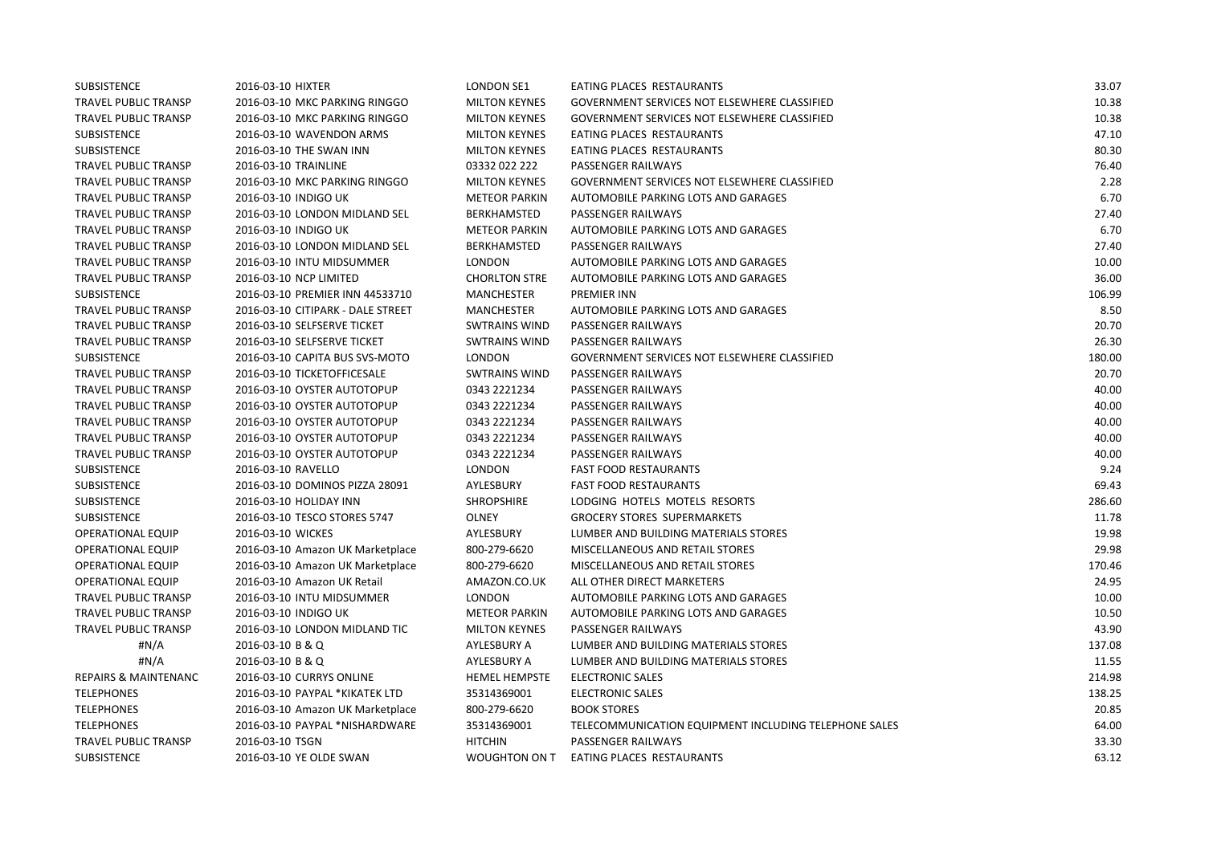| | | | | | |
|---|---|---|---|---|---|
| SUBSISTENCE | 2016-03-10 | HIXTER | LONDON SE1 | EATING PLACES RESTAURANTS | 33.07 |
| TRAVEL PUBLIC TRANSP | 2016-03-10 | MKC PARKING RINGGO | MILTON KEYNES | GOVERNMENT SERVICES NOT ELSEWHERE CLASSIFIED | 10.38 |
| TRAVEL PUBLIC TRANSP | 2016-03-10 | MKC PARKING RINGGO | MILTON KEYNES | GOVERNMENT SERVICES NOT ELSEWHERE CLASSIFIED | 10.38 |
| SUBSISTENCE | 2016-03-10 | WAVENDON ARMS | MILTON KEYNES | EATING PLACES RESTAURANTS | 47.10 |
| SUBSISTENCE | 2016-03-10 | THE SWAN INN | MILTON KEYNES | EATING PLACES RESTAURANTS | 80.30 |
| TRAVEL PUBLIC TRANSP | 2016-03-10 | TRAINLINE | 03332 022 222 | PASSENGER RAILWAYS | 76.40 |
| TRAVEL PUBLIC TRANSP | 2016-03-10 | MKC PARKING RINGGO | MILTON KEYNES | GOVERNMENT SERVICES NOT ELSEWHERE CLASSIFIED | 2.28 |
| TRAVEL PUBLIC TRANSP | 2016-03-10 | INDIGO UK | METEOR PARKIN | AUTOMOBILE PARKING LOTS AND GARAGES | 6.70 |
| TRAVEL PUBLIC TRANSP | 2016-03-10 | LONDON MIDLAND SEL | BERKHAMSTED | PASSENGER RAILWAYS | 27.40 |
| TRAVEL PUBLIC TRANSP | 2016-03-10 | INDIGO UK | METEOR PARKIN | AUTOMOBILE PARKING LOTS AND GARAGES | 6.70 |
| TRAVEL PUBLIC TRANSP | 2016-03-10 | LONDON MIDLAND SEL | BERKHAMSTED | PASSENGER RAILWAYS | 27.40 |
| TRAVEL PUBLIC TRANSP | 2016-03-10 | INTU MIDSUMMER | LONDON | AUTOMOBILE PARKING LOTS AND GARAGES | 10.00 |
| TRAVEL PUBLIC TRANSP | 2016-03-10 | NCP LIMITED | CHORLTON STRE | AUTOMOBILE PARKING LOTS AND GARAGES | 36.00 |
| SUBSISTENCE | 2016-03-10 | PREMIER INN 44533710 | MANCHESTER | PREMIER INN | 106.99 |
| TRAVEL PUBLIC TRANSP | 2016-03-10 | CITIPARK - DALE STREET | MANCHESTER | AUTOMOBILE PARKING LOTS AND GARAGES | 8.50 |
| TRAVEL PUBLIC TRANSP | 2016-03-10 | SELFSERVE TICKET | SWTRAINS WIND | PASSENGER RAILWAYS | 20.70 |
| TRAVEL PUBLIC TRANSP | 2016-03-10 | SELFSERVE TICKET | SWTRAINS WIND | PASSENGER RAILWAYS | 26.30 |
| SUBSISTENCE | 2016-03-10 | CAPITA BUS SVS-MOTO | LONDON | GOVERNMENT SERVICES NOT ELSEWHERE CLASSIFIED | 180.00 |
| TRAVEL PUBLIC TRANSP | 2016-03-10 | TICKETOFFICESALE | SWTRAINS WIND | PASSENGER RAILWAYS | 20.70 |
| TRAVEL PUBLIC TRANSP | 2016-03-10 | OYSTER AUTOTOPUP | 0343 2221234 | PASSENGER RAILWAYS | 40.00 |
| TRAVEL PUBLIC TRANSP | 2016-03-10 | OYSTER AUTOTOPUP | 0343 2221234 | PASSENGER RAILWAYS | 40.00 |
| TRAVEL PUBLIC TRANSP | 2016-03-10 | OYSTER AUTOTOPUP | 0343 2221234 | PASSENGER RAILWAYS | 40.00 |
| TRAVEL PUBLIC TRANSP | 2016-03-10 | OYSTER AUTOTOPUP | 0343 2221234 | PASSENGER RAILWAYS | 40.00 |
| TRAVEL PUBLIC TRANSP | 2016-03-10 | OYSTER AUTOTOPUP | 0343 2221234 | PASSENGER RAILWAYS | 40.00 |
| SUBSISTENCE | 2016-03-10 | RAVELLO | LONDON | FAST FOOD RESTAURANTS | 9.24 |
| SUBSISTENCE | 2016-03-10 | DOMINOS PIZZA 28091 | AYLESBURY | FAST FOOD RESTAURANTS | 69.43 |
| SUBSISTENCE | 2016-03-10 | HOLIDAY INN | SHROPSHIRE | LODGING HOTELS MOTELS RESORTS | 286.60 |
| SUBSISTENCE | 2016-03-10 | TESCO STORES 5747 | OLNEY | GROCERY STORES SUPERMARKETS | 11.78 |
| OPERATIONAL EQUIP | 2016-03-10 | WICKES | AYLESBURY | LUMBER AND BUILDING MATERIALS STORES | 19.98 |
| OPERATIONAL EQUIP | 2016-03-10 | Amazon UK Marketplace | 800-279-6620 | MISCELLANEOUS AND RETAIL STORES | 29.98 |
| OPERATIONAL EQUIP | 2016-03-10 | Amazon UK Marketplace | 800-279-6620 | MISCELLANEOUS AND RETAIL STORES | 170.46 |
| OPERATIONAL EQUIP | 2016-03-10 | Amazon UK Retail | AMAZON.CO.UK | ALL OTHER DIRECT MARKETERS | 24.95 |
| TRAVEL PUBLIC TRANSP | 2016-03-10 | INTU MIDSUMMER | LONDON | AUTOMOBILE PARKING LOTS AND GARAGES | 10.00 |
| TRAVEL PUBLIC TRANSP | 2016-03-10 | INDIGO UK | METEOR PARKIN | AUTOMOBILE PARKING LOTS AND GARAGES | 10.50 |
| TRAVEL PUBLIC TRANSP | 2016-03-10 | LONDON MIDLAND TIC | MILTON KEYNES | PASSENGER RAILWAYS | 43.90 |
| #N/A | 2016-03-10 | B & Q | AYLESBURY A | LUMBER AND BUILDING MATERIALS STORES | 137.08 |
| #N/A | 2016-03-10 | B & Q | AYLESBURY A | LUMBER AND BUILDING MATERIALS STORES | 11.55 |
| REPAIRS & MAINTENANC | 2016-03-10 | CURRYS ONLINE | HEMEL HEMPSTE | ELECTRONIC SALES | 214.98 |
| TELEPHONES | 2016-03-10 | PAYPAL *KIKATEK LTD | 35314369001 | ELECTRONIC SALES | 138.25 |
| TELEPHONES | 2016-03-10 | Amazon UK Marketplace | 800-279-6620 | BOOK STORES | 20.85 |
| TELEPHONES | 2016-03-10 | PAYPAL *NISHARDWARE | 35314369001 | TELECOMMUNICATION EQUIPMENT INCLUDING TELEPHONE SALES | 64.00 |
| TRAVEL PUBLIC TRANSP | 2016-03-10 | TSGN | HITCHIN | PASSENGER RAILWAYS | 33.30 |
| SUBSISTENCE | 2016-03-10 | YE OLDE SWAN | WOUGHTON ON T | EATING PLACES RESTAURANTS | 63.12 |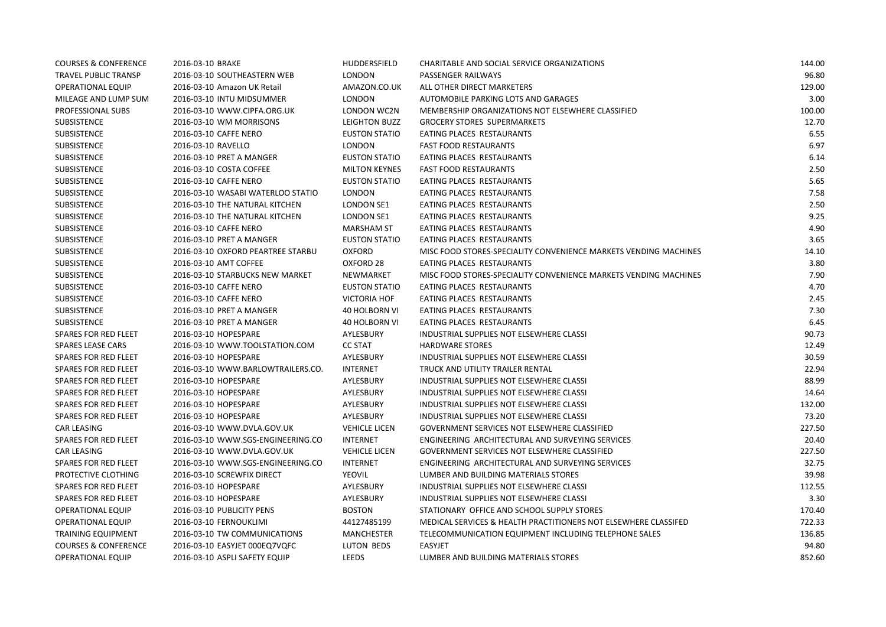| | | | | |
|---|---|---|---|---|
| COURSES & CONFERENCE | 2016-03-10 BRAKE | HUDDERSFIELD | CHARITABLE AND SOCIAL SERVICE ORGANIZATIONS | 144.00 |
| TRAVEL PUBLIC TRANSP | 2016-03-10 SOUTHEASTERN WEB | LONDON | PASSENGER RAILWAYS | 96.80 |
| OPERATIONAL EQUIP | 2016-03-10 Amazon UK Retail | AMAZON.CO.UK | ALL OTHER DIRECT MARKETERS | 129.00 |
| MILEAGE AND LUMP SUM | 2016-03-10 INTU MIDSUMMER | LONDON | AUTOMOBILE PARKING LOTS AND GARAGES | 3.00 |
| PROFESSIONAL SUBS | 2016-03-10 WWW.CIPFA.ORG.UK | LONDON WC2N | MEMBERSHIP ORGANIZATIONS NOT ELSEWHERE CLASSIFIED | 100.00 |
| SUBSISTENCE | 2016-03-10 WM MORRISONS | LEIGHTON BUZZ | GROCERY STORES SUPERMARKETS | 12.70 |
| SUBSISTENCE | 2016-03-10 CAFFE NERO | EUSTON STATIO | EATING PLACES RESTAURANTS | 6.55 |
| SUBSISTENCE | 2016-03-10 RAVELLO | LONDON | FAST FOOD RESTAURANTS | 6.97 |
| SUBSISTENCE | 2016-03-10 PRET A MANGER | EUSTON STATIO | EATING PLACES RESTAURANTS | 6.14 |
| SUBSISTENCE | 2016-03-10 COSTA COFFEE | MILTON KEYNES | FAST FOOD RESTAURANTS | 2.50 |
| SUBSISTENCE | 2016-03-10 CAFFE NERO | EUSTON STATIO | EATING PLACES RESTAURANTS | 5.65 |
| SUBSISTENCE | 2016-03-10 WASABI WATERLOO STATIO | LONDON | EATING PLACES RESTAURANTS | 7.58 |
| SUBSISTENCE | 2016-03-10 THE NATURAL KITCHEN | LONDON SE1 | EATING PLACES RESTAURANTS | 2.50 |
| SUBSISTENCE | 2016-03-10 THE NATURAL KITCHEN | LONDON SE1 | EATING PLACES RESTAURANTS | 9.25 |
| SUBSISTENCE | 2016-03-10 CAFFE NERO | MARSHAM ST | EATING PLACES RESTAURANTS | 4.90 |
| SUBSISTENCE | 2016-03-10 PRET A MANGER | EUSTON STATIO | EATING PLACES RESTAURANTS | 3.65 |
| SUBSISTENCE | 2016-03-10 OXFORD PEARTREE STARBU | OXFORD | MISC FOOD STORES-SPECIALITY CONVENIENCE MARKETS VENDING MACHINES | 14.10 |
| SUBSISTENCE | 2016-03-10 AMT COFFEE | OXFORD 28 | EATING PLACES RESTAURANTS | 3.80 |
| SUBSISTENCE | 2016-03-10 STARBUCKS NEW MARKET | NEWMARKET | MISC FOOD STORES-SPECIALITY CONVENIENCE MARKETS VENDING MACHINES | 7.90 |
| SUBSISTENCE | 2016-03-10 CAFFE NERO | EUSTON STATIO | EATING PLACES RESTAURANTS | 4.70 |
| SUBSISTENCE | 2016-03-10 CAFFE NERO | VICTORIA HOF | EATING PLACES RESTAURANTS | 2.45 |
| SUBSISTENCE | 2016-03-10 PRET A MANGER | 40 HOLBORN VI | EATING PLACES RESTAURANTS | 7.30 |
| SUBSISTENCE | 2016-03-10 PRET A MANGER | 40 HOLBORN VI | EATING PLACES RESTAURANTS | 6.45 |
| SPARES FOR RED FLEET | 2016-03-10 HOPESPARE | AYLESBURY | INDUSTRIAL SUPPLIES NOT ELSEWHERE CLASSI | 90.73 |
| SPARES LEASE CARS | 2016-03-10 WWW.TOOLSTATION.COM | CC STAT | HARDWARE STORES | 12.49 |
| SPARES FOR RED FLEET | 2016-03-10 HOPESPARE | AYLESBURY | INDUSTRIAL SUPPLIES NOT ELSEWHERE CLASSI | 30.59 |
| SPARES FOR RED FLEET | 2016-03-10 WWW.BARLOWTRAILERS.CO. | INTERNET | TRUCK AND UTILITY TRAILER RENTAL | 22.94 |
| SPARES FOR RED FLEET | 2016-03-10 HOPESPARE | AYLESBURY | INDUSTRIAL SUPPLIES NOT ELSEWHERE CLASSI | 88.99 |
| SPARES FOR RED FLEET | 2016-03-10 HOPESPARE | AYLESBURY | INDUSTRIAL SUPPLIES NOT ELSEWHERE CLASSI | 14.64 |
| SPARES FOR RED FLEET | 2016-03-10 HOPESPARE | AYLESBURY | INDUSTRIAL SUPPLIES NOT ELSEWHERE CLASSI | 132.00 |
| SPARES FOR RED FLEET | 2016-03-10 HOPESPARE | AYLESBURY | INDUSTRIAL SUPPLIES NOT ELSEWHERE CLASSI | 73.20 |
| CAR LEASING | 2016-03-10 WWW.DVLA.GOV.UK | VEHICLE LICEN | GOVERNMENT SERVICES NOT ELSEWHERE CLASSIFIED | 227.50 |
| SPARES FOR RED FLEET | 2016-03-10 WWW.SGS-ENGINEERING.CO | INTERNET | ENGINEERING ARCHITECTURAL AND SURVEYING SERVICES | 20.40 |
| CAR LEASING | 2016-03-10 WWW.DVLA.GOV.UK | VEHICLE LICEN | GOVERNMENT SERVICES NOT ELSEWHERE CLASSIFIED | 227.50 |
| SPARES FOR RED FLEET | 2016-03-10 WWW.SGS-ENGINEERING.CO | INTERNET | ENGINEERING ARCHITECTURAL AND SURVEYING SERVICES | 32.75 |
| PROTECTIVE CLOTHING | 2016-03-10 SCREWFIX DIRECT | YEOVIL | LUMBER AND BUILDING MATERIALS STORES | 39.98 |
| SPARES FOR RED FLEET | 2016-03-10 HOPESPARE | AYLESBURY | INDUSTRIAL SUPPLIES NOT ELSEWHERE CLASSI | 112.55 |
| SPARES FOR RED FLEET | 2016-03-10 HOPESPARE | AYLESBURY | INDUSTRIAL SUPPLIES NOT ELSEWHERE CLASSI | 3.30 |
| OPERATIONAL EQUIP | 2016-03-10 PUBLICITY PENS | BOSTON | STATIONARY OFFICE AND SCHOOL SUPPLY STORES | 170.40 |
| OPERATIONAL EQUIP | 2016-03-10 FERNOUKLIMI | 44127485199 | MEDICAL SERVICES & HEALTH PRACTITIONERS NOT ELSEWHERE CLASSIFED | 722.33 |
| TRAINING EQUIPMENT | 2016-03-10 TW COMMUNICATIONS | MANCHESTER | TELECOMMUNICATION EQUIPMENT INCLUDING TELEPHONE SALES | 136.85 |
| COURSES & CONFERENCE | 2016-03-10 EASYJET 000EQ7VQFC | LUTON BEDS | EASYJET | 94.80 |
| OPERATIONAL EQUIP | 2016-03-10 ASPLI SAFETY EQUIP | LEEDS | LUMBER AND BUILDING MATERIALS STORES | 852.60 |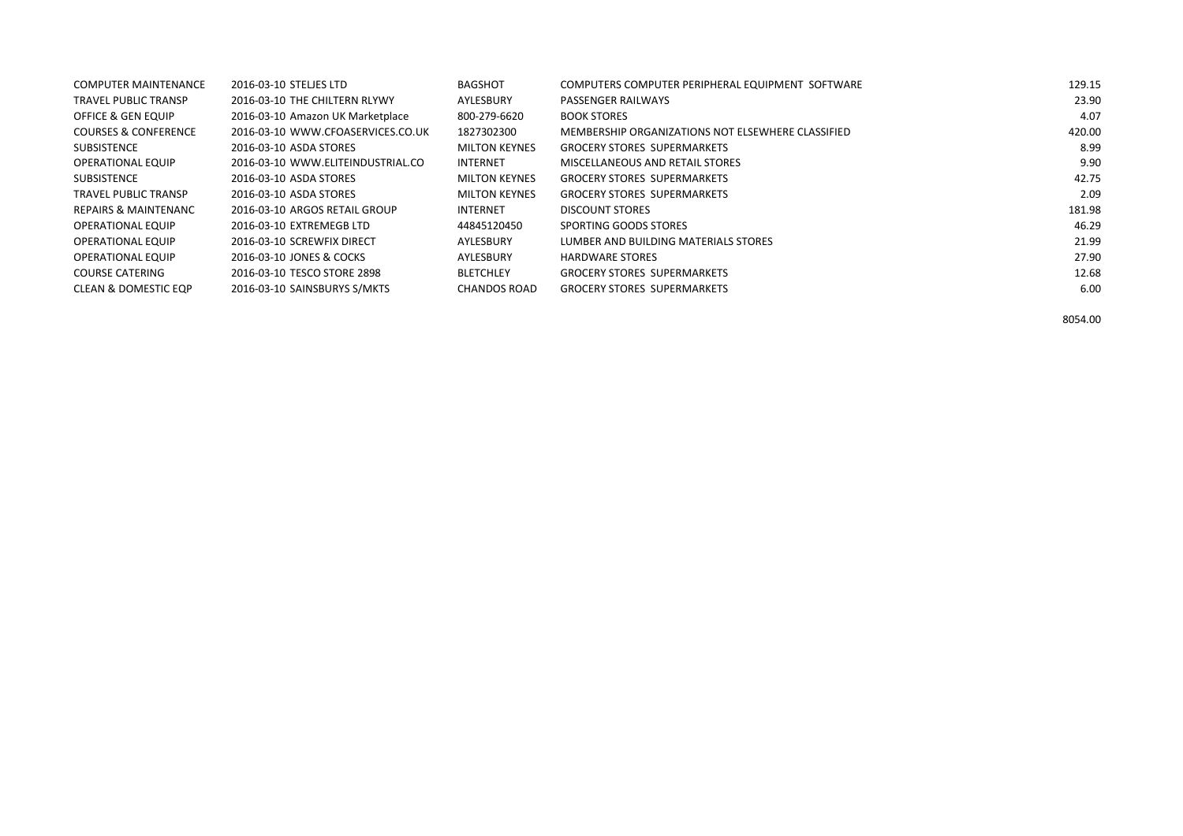| | | | | | |
|---|---|---|---|---|---|
| COMPUTER MAINTENANCE | 2016-03-10 | STELJES LTD | BAGSHOT | COMPUTERS COMPUTER PERIPHERAL EQUIPMENT SOFTWARE | 129.15 |
| TRAVEL PUBLIC TRANSP | 2016-03-10 | THE CHILTERN RLYWY | AYLESBURY | PASSENGER RAILWAYS | 23.90 |
| OFFICE & GEN EQUIP | 2016-03-10 | Amazon UK Marketplace | 800-279-6620 | BOOK STORES | 4.07 |
| COURSES & CONFERENCE | 2016-03-10 | WWW.CFOASERVICES.CO.UK | 1827302300 | MEMBERSHIP ORGANIZATIONS NOT ELSEWHERE CLASSIFIED | 420.00 |
| SUBSISTENCE | 2016-03-10 | ASDA STORES | MILTON KEYNES | GROCERY STORES SUPERMARKETS | 8.99 |
| OPERATIONAL EQUIP | 2016-03-10 | WWW.ELITEINDUSTRIAL.CO | INTERNET | MISCELLANEOUS AND RETAIL STORES | 9.90 |
| SUBSISTENCE | 2016-03-10 | ASDA STORES | MILTON KEYNES | GROCERY STORES SUPERMARKETS | 42.75 |
| TRAVEL PUBLIC TRANSP | 2016-03-10 | ASDA STORES | MILTON KEYNES | GROCERY STORES SUPERMARKETS | 2.09 |
| REPAIRS & MAINTENANC | 2016-03-10 | ARGOS RETAIL GROUP | INTERNET | DISCOUNT STORES | 181.98 |
| OPERATIONAL EQUIP | 2016-03-10 | EXTREMEGB LTD | 44845120450 | SPORTING GOODS STORES | 46.29 |
| OPERATIONAL EQUIP | 2016-03-10 | SCREWFIX DIRECT | AYLESBURY | LUMBER AND BUILDING MATERIALS STORES | 21.99 |
| OPERATIONAL EQUIP | 2016-03-10 | JONES & COCKS | AYLESBURY | HARDWARE STORES | 27.90 |
| COURSE CATERING | 2016-03-10 | TESCO STORE 2898 | BLETCHLEY | GROCERY STORES SUPERMARKETS | 12.68 |
| CLEAN & DOMESTIC EQP | 2016-03-10 | SAINSBURYS S/MKTS | CHANDOS ROAD | GROCERY STORES SUPERMARKETS | 6.00 |
| | | | | | 8054.00 |